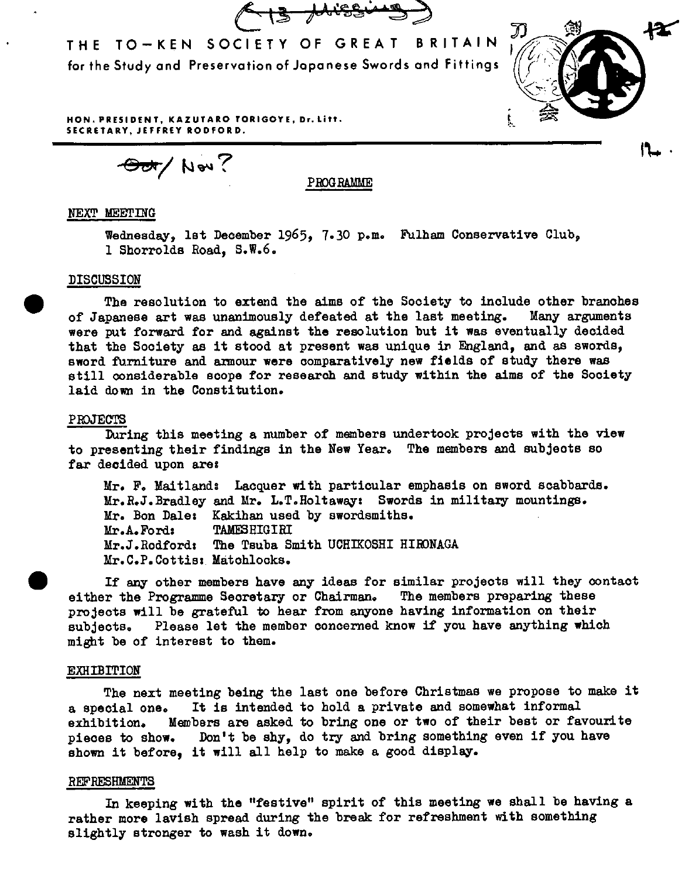# THE TO-KEN SOCIETY OF GREAT BRITAIN

for the Study and Preservation of Japanese Swords and Fittings

HON. PRESIDENT, KAZUTARO TORIGOYE, Dr. Litt.
SECRETARY, JEFFREY RODFORD.

~~Oct~~/ Nov?

## PROGRAMME

### NEXT MEETING

Wednesday, 1st December 1965, 7.30 p.m. Fulham Conservative Club, 1 Shorrolds Road, S.W.6.

### DISCUSSION

The resolution to extend the aims of the Society to include other branches of Japanese art was unanimously defeated at the last meeting. Many arguments were put forward for and against the resolution but it was eventually decided that the Society as it stood at present was unique in England, and as swords, sword furniture and armour were comparatively new fields of study there was still considerable scope for research and study within the aims of the Society laid down in the Constitution.

### PROJECTS

During this meeting a number of members undertook projects with the view to presenting their findings in the New Year. The members and subjects so far decided upon are:

Mr. F. Maitland: Lacquer with particular emphasis on sword scabbards.
Mr. R.J. Bradley and Mr. L.T. Holtaway: Swords in military mountings.
Mr. Bon Dale: Kakihan used by swordsmiths.
Mr. A. Ford: TAMESHIGIRI
Mr. J. Rodford: The Tsuba Smith UCHIKOSHI HIRONAGA
Mr. C.P. Cottis: Matchlocks.

If any other members have any ideas for similar projects will they contact either the Programme Secretary or Chairman. The members preparing these projects will be grateful to hear from anyone having information on their subjects. Please let the member concerned know if you have anything which might be of interest to them.

### EXHIBITION

The next meeting being the last one before Christmas we propose to make it a special one. It is intended to hold a private and somewhat informal exhibition. Members are asked to bring one or two of their best or favourite pieces to show. Don't be shy, do try and bring something even if you have shown it before, it will all help to make a good display.

### REFRESHMENTS

In keeping with the "festive" spirit of this meeting we shall be having a rather more lavish spread during the break for refreshment with something slightly stronger to wash it down.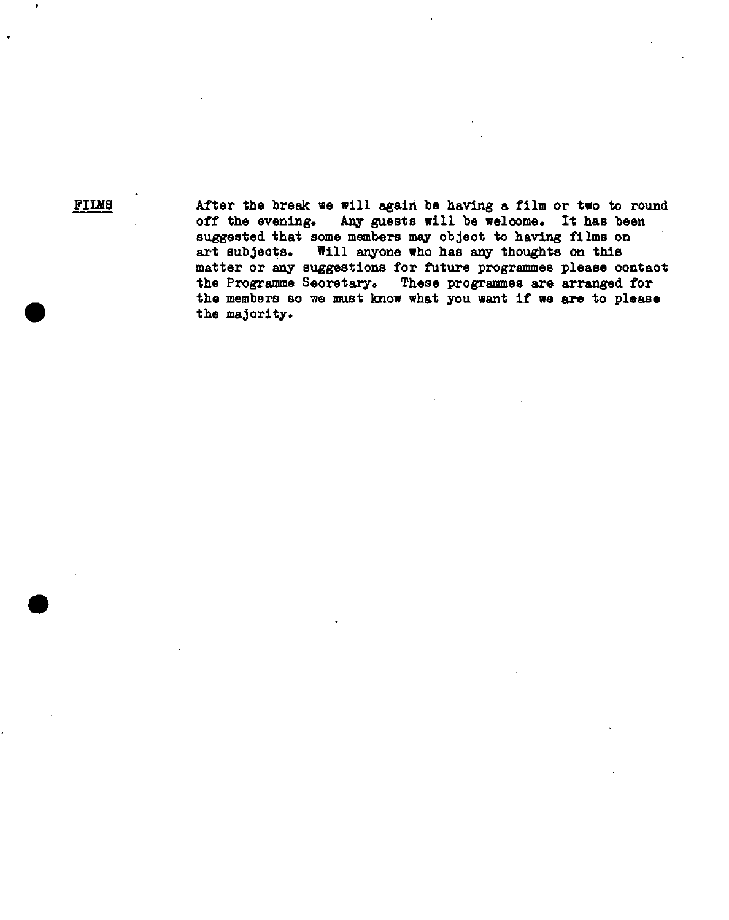**FILMS**

After the break we will again be having a film or two to round off the evening. Any guests will be welcome. It has been suggested that some members may object to having films on art subjects. Will anyone who has any thoughts on this matter or any suggestions for future programmes please contact the Programme Secretary. These programmes are arranged for the members so we must know what you want if we are to please the majority.